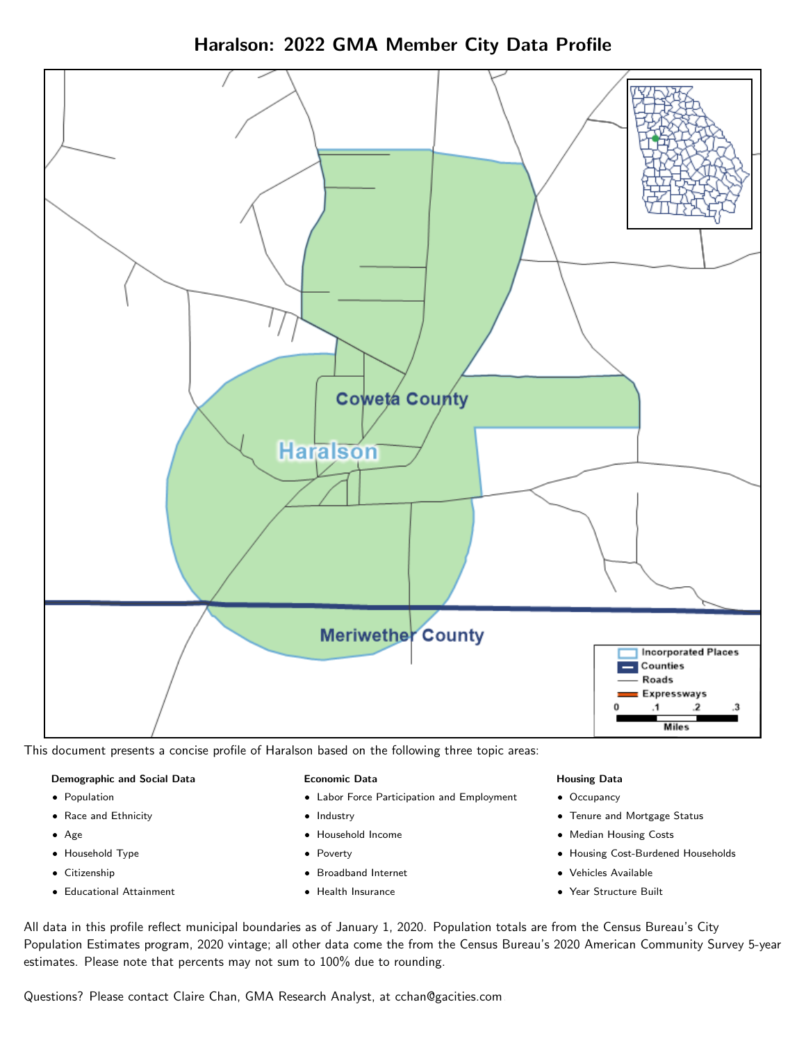# Haralson: 2022 GMA Member City Data Profile

This document presents a concise profile of Haralson based on the following three topic areas:

**Demographic and Social Data**

- Population
- Race and Ethnicity
- Age
- Household Type
- Citizenship
- Educational Attainment

**Economic Data**

- Labor Force Participation and Employment
- Industry
- Household Income
- Poverty
- Broadband Internet
- Health Insurance

**Housing Data**

- Occupancy
- Tenure and Mortgage Status
- Median Housing Costs
- Housing Cost-Burdened Households
- Vehicles Available
- Year Structure Built

All data in this profile reflect municipal boundaries as of January 1, 2020. Population totals are from the Census Bureau's City Population Estimates program, 2020 vintage; all other data come the from the Census Bureau's 2020 American Community Survey 5-year estimates. Please note that percents may not sum to 100% due to rounding.

Questions? Please contact Claire Chan, GMA Research Analyst, at cchan@gacities.com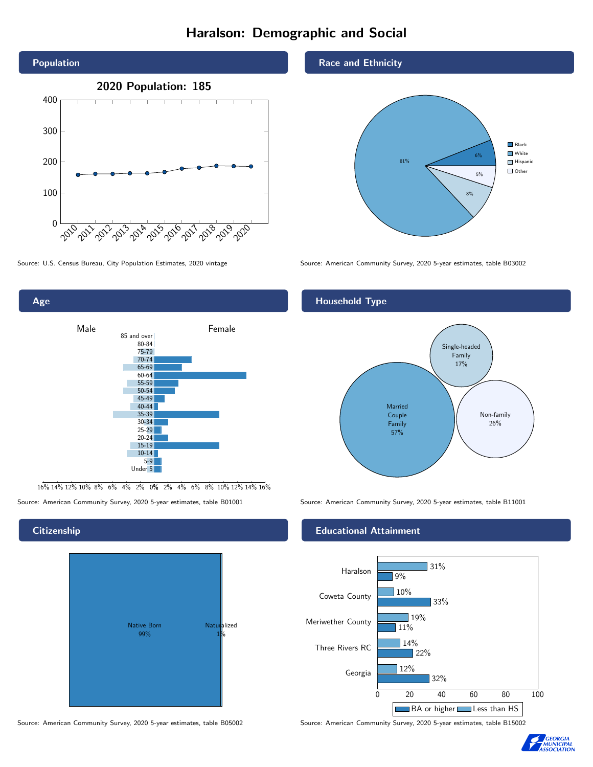# Haralson: Demographic and Social

## Population

2020 Population: 185

Source: U.S. Census Bureau, City Population Estimates, 2020 vintage

## Race and Ethnicity

| Race/Ethnicity | Percent |
|---|---|
| Black | 6% |
| White | 81% |
| Hispanic | 8% |
| Other | 5% |

Source: American Community Survey, 2020 5-year estimates, table B03002

## Age

Source: American Community Survey, 2020 5-year estimates, table B01001

## Household Type

| Household Type | Percent |
|---|---|
| Married Couple Family | 57% |
| Single-headed Family | 17% |
| Non-family | 26% |

Source: American Community Survey, 2020 5-year estimates, table B11001

## Citizenship

| Citizenship | Percent |
|---|---|
| Native Born | 99% |
| Naturalized | 1% |

Source: American Community Survey, 2020 5-year estimates, table B05002

## Educational Attainment

| Area | Less than HS | BA or higher |
|---|---|---|
| Haralson | 31% | 9% |
| Coweta County | 10% | 33% |
| Meriwether County | 19% | 11% |
| Three Rivers RC | 14% | 22% |
| Georgia | 12% | 32% |

Source: American Community Survey, 2020 5-year estimates, table B15002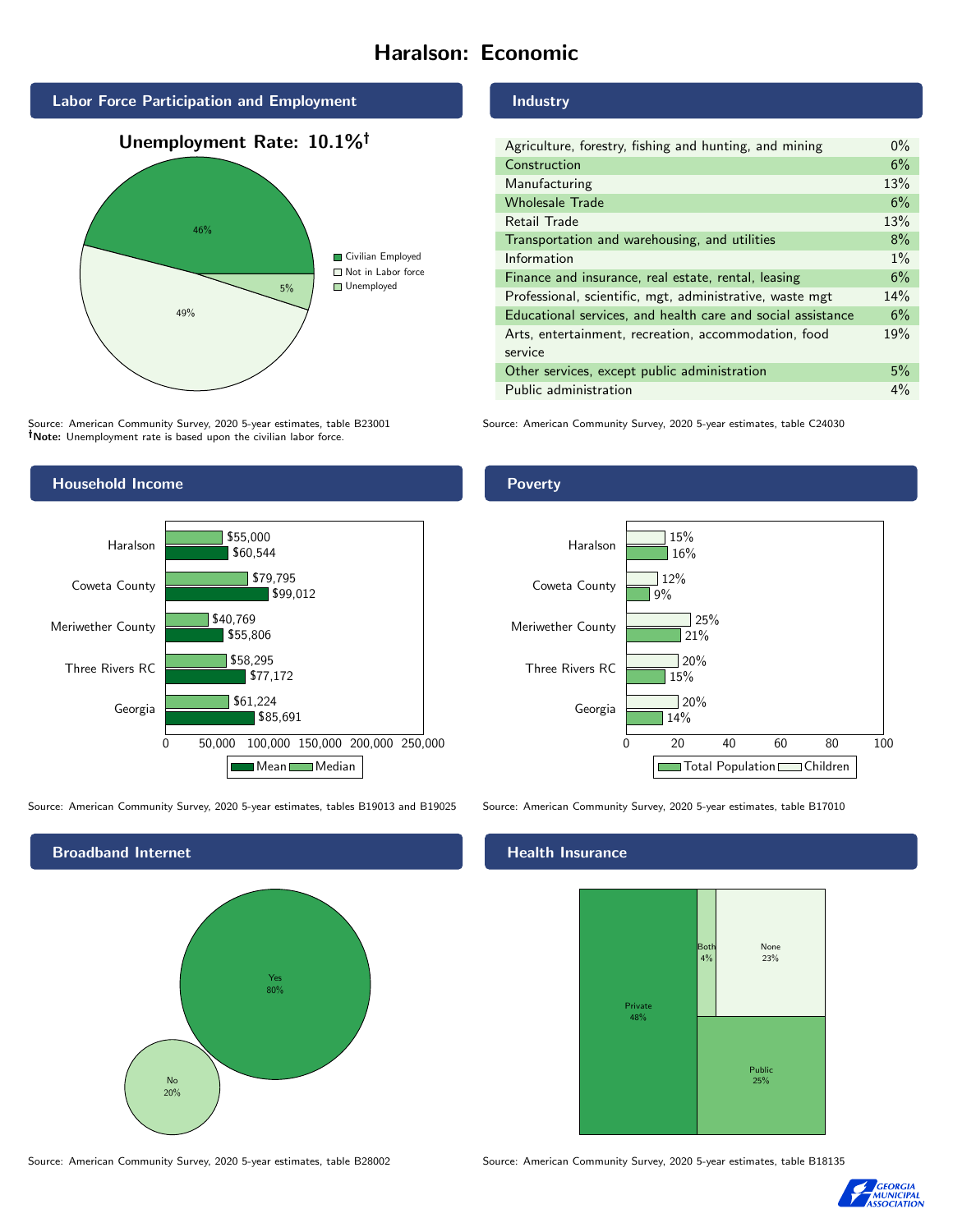# Haralson: Economic

## Labor Force Participation and Employment

**Unemployment Rate: 10.1%†**

| Category | Percent |
|---|---|
| Civilian Employed | 46% |
| Not in Labor force | 49% |
| Unemployed | 5% |

Source: American Community Survey, 2020 5-year estimates, table B23001
**†Note:** Unemployment rate is based upon the civilian labor force.

## Industry

| Industry | Percent |
|---|---|
| Agriculture, forestry, fishing and hunting, and mining | 0% |
| Construction | 6% |
| Manufacturing | 13% |
| Wholesale Trade | 6% |
| Retail Trade | 13% |
| Transportation and warehousing, and utilities | 8% |
| Information | 1% |
| Finance and insurance, real estate, rental, leasing | 6% |
| Professional, scientific, mgt, administrative, waste mgt | 14% |
| Educational services, and health care and social assistance | 6% |
| Arts, entertainment, recreation, accommodation, food service | 19% |
| Other services, except public administration | 5% |
| Public administration | 4% |

Source: American Community Survey, 2020 5-year estimates, table C24030

## Household Income

| Area | Median | Mean |
|---|---|---|
| Haralson | $55,000 | $60,544 |
| Coweta County | $79,795 | $99,012 |
| Meriwether County | $40,769 | $55,806 |
| Three Rivers RC | $58,295 | $77,172 |
| Georgia | $61,224 | $85,691 |

Source: American Community Survey, 2020 5-year estimates, tables B19013 and B19025

## Poverty

| Area | Children | Total Population |
|---|---|---|
| Haralson | 15% | 16% |
| Coweta County | 12% | 9% |
| Meriwether County | 25% | 21% |
| Three Rivers RC | 20% | 15% |
| Georgia | 20% | 14% |

Source: American Community Survey, 2020 5-year estimates, table B17010

## Broadband Internet

| Response | Percent |
|---|---|
| Yes | 80% |
| No | 20% |

Source: American Community Survey, 2020 5-year estimates, table B28002

## Health Insurance

| Type | Percent |
|---|---|
| Private | 48% |
| Both | 4% |
| None | 23% |
| Public | 25% |

Source: American Community Survey, 2020 5-year estimates, table B18135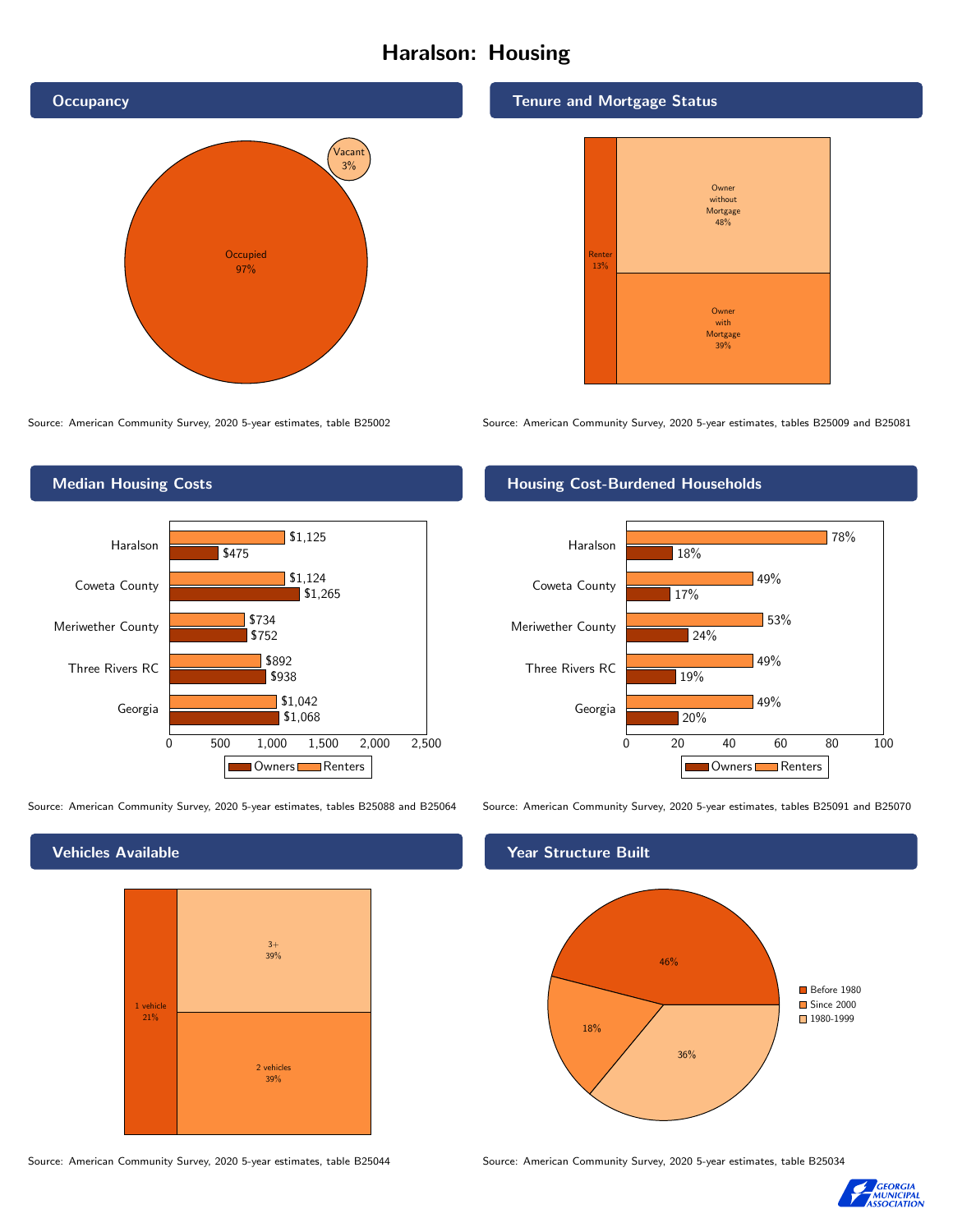# Haralson: Housing

## Occupancy

Vacant
3%

Occupied
97%

Source: American Community Survey, 2020 5-year estimates, table B25002

## Tenure and Mortgage Status

Renter
13%

Owner without Mortgage
48%

Owner with Mortgage
39%

Source: American Community Survey, 2020 5-year estimates, tables B25009 and B25081

## Median Housing Costs

Haralson
$1,125
$475

Coweta County
$1,124
$1,265

Meriwether County
$734
$752

Three Rivers RC
$892
$938

Georgia
$1,042
$1,068

0 500 1,000 1,500 2,000 2,500

Owners Renters

Source: American Community Survey, 2020 5-year estimates, tables B25088 and B25064

## Housing Cost-Burdened Households

Haralson
78%
18%

Coweta County
49%
17%

Meriwether County
53%
24%

Three Rivers RC
49%
19%

Georgia
49%
20%

0 20 40 60 80 100

Owners Renters

Source: American Community Survey, 2020 5-year estimates, tables B25091 and B25070

## Vehicles Available

1 vehicle
21%

3+
39%

2 vehicles
39%

Source: American Community Survey, 2020 5-year estimates, table B25044

## Year Structure Built

46%

18%

36%

Before 1980
Since 2000
1980-1999

Source: American Community Survey, 2020 5-year estimates, table B25034